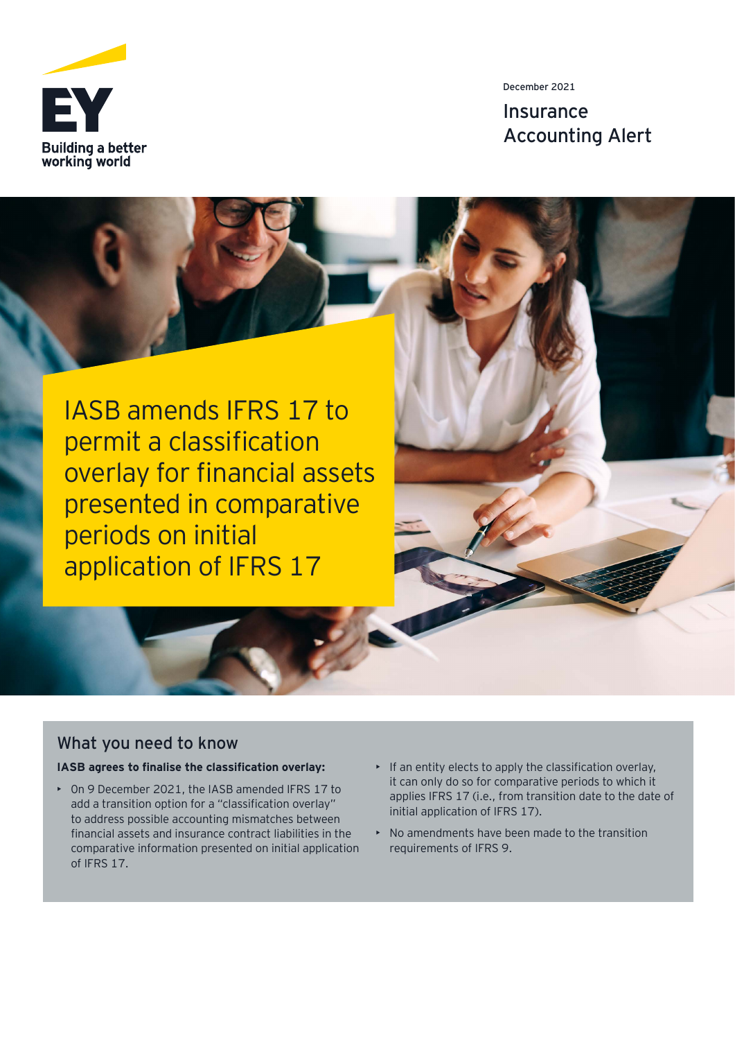EY

Building a better working world

December 2021

Insurance Accounting Alert

# IASB amends IFRS 17 to permit a classification overlay for financial assets presented in comparative periods on initial application of IFRS 17

## What you need to know

**IASB agrees to finalise the classification overlay:**

- On 9 December 2021, the IASB amended IFRS 17 to add a transition option for a "classification overlay" to address possible accounting mismatches between financial assets and insurance contract liabilities in the comparative information presented on initial application of IFRS 17.
- If an entity elects to apply the classification overlay, it can only do so for comparative periods to which it applies IFRS 17 (i.e., from transition date to the date of initial application of IFRS 17).
- No amendments have been made to the transition requirements of IFRS 9.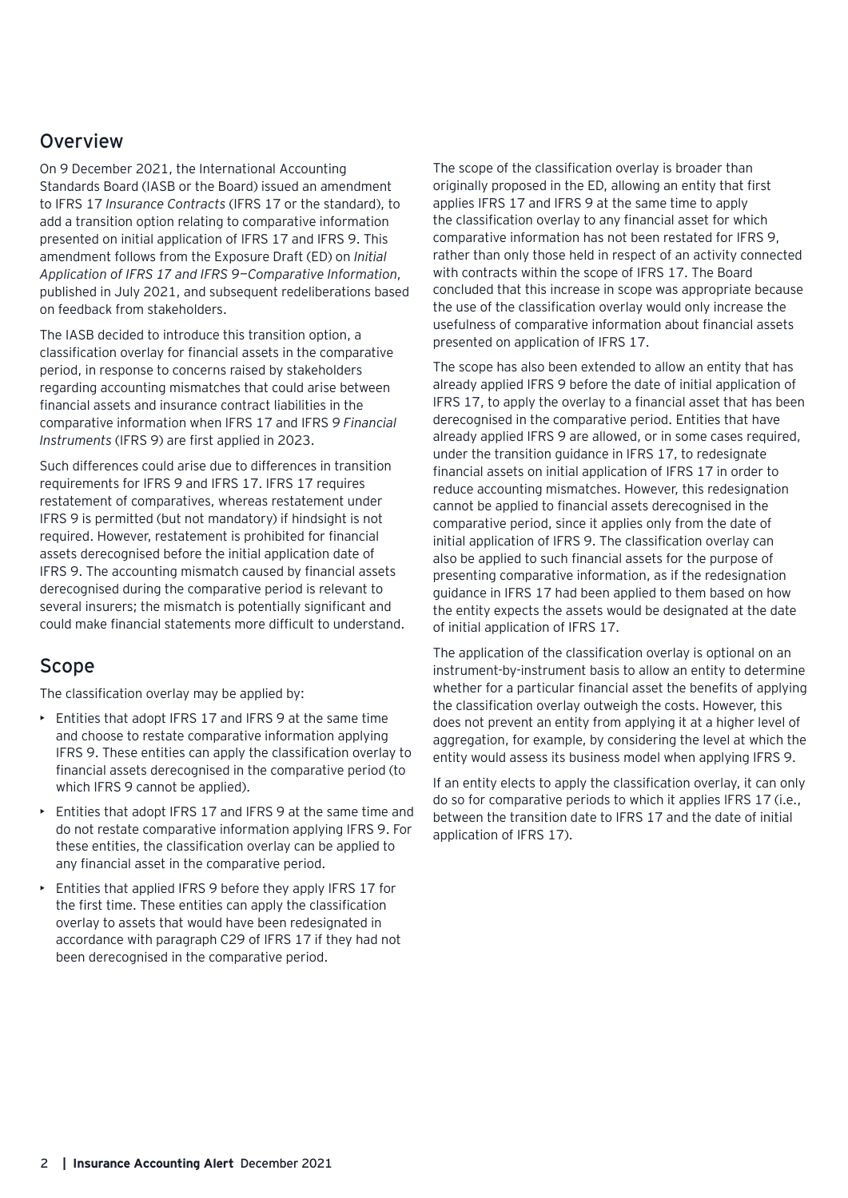## Overview

On 9 December 2021, the International Accounting Standards Board (IASB or the Board) issued an amendment to IFRS 17 *Insurance Contracts* (IFRS 17 or the standard), to add a transition option relating to comparative information presented on initial application of IFRS 17 and IFRS 9. This amendment follows from the Exposure Draft (ED) on *Initial Application of IFRS 17 and IFRS 9—Comparative Information*, published in July 2021, and subsequent redeliberations based on feedback from stakeholders.

The IASB decided to introduce this transition option, a classification overlay for financial assets in the comparative period, in response to concerns raised by stakeholders regarding accounting mismatches that could arise between financial assets and insurance contract liabilities in the comparative information when IFRS 17 and IFRS 9 *Financial Instruments* (IFRS 9) are first applied in 2023.

Such differences could arise due to differences in transition requirements for IFRS 9 and IFRS 17. IFRS 17 requires restatement of comparatives, whereas restatement under IFRS 9 is permitted (but not mandatory) if hindsight is not required. However, restatement is prohibited for financial assets derecognised before the initial application date of IFRS 9. The accounting mismatch caused by financial assets derecognised during the comparative period is relevant to several insurers; the mismatch is potentially significant and could make financial statements more difficult to understand.

## Scope

The classification overlay may be applied by:

- Entities that adopt IFRS 17 and IFRS 9 at the same time and choose to restate comparative information applying IFRS 9. These entities can apply the classification overlay to financial assets derecognised in the comparative period (to which IFRS 9 cannot be applied).
- Entities that adopt IFRS 17 and IFRS 9 at the same time and do not restate comparative information applying IFRS 9. For these entities, the classification overlay can be applied to any financial asset in the comparative period.
- Entities that applied IFRS 9 before they apply IFRS 17 for the first time. These entities can apply the classification overlay to assets that would have been redesignated in accordance with paragraph C29 of IFRS 17 if they had not been derecognised in the comparative period.

The scope of the classification overlay is broader than originally proposed in the ED, allowing an entity that first applies IFRS 17 and IFRS 9 at the same time to apply the classification overlay to any financial asset for which comparative information has not been restated for IFRS 9, rather than only those held in respect of an activity connected with contracts within the scope of IFRS 17. The Board concluded that this increase in scope was appropriate because the use of the classification overlay would only increase the usefulness of comparative information about financial assets presented on application of IFRS 17.

The scope has also been extended to allow an entity that has already applied IFRS 9 before the date of initial application of IFRS 17, to apply the overlay to a financial asset that has been derecognised in the comparative period. Entities that have already applied IFRS 9 are allowed, or in some cases required, under the transition guidance in IFRS 17, to redesignate financial assets on initial application of IFRS 17 in order to reduce accounting mismatches. However, this redesignation cannot be applied to financial assets derecognised in the comparative period, since it applies only from the date of initial application of IFRS 9. The classification overlay can also be applied to such financial assets for the purpose of presenting comparative information, as if the redesignation guidance in IFRS 17 had been applied to them based on how the entity expects the assets would be designated at the date of initial application of IFRS 17.

The application of the classification overlay is optional on an instrument-by-instrument basis to allow an entity to determine whether for a particular financial asset the benefits of applying the classification overlay outweigh the costs. However, this does not prevent an entity from applying it at a higher level of aggregation, for example, by considering the level at which the entity would assess its business model when applying IFRS 9.

If an entity elects to apply the classification overlay, it can only do so for comparative periods to which it applies IFRS 17 (i.e., between the transition date to IFRS 17 and the date of initial application of IFRS 17).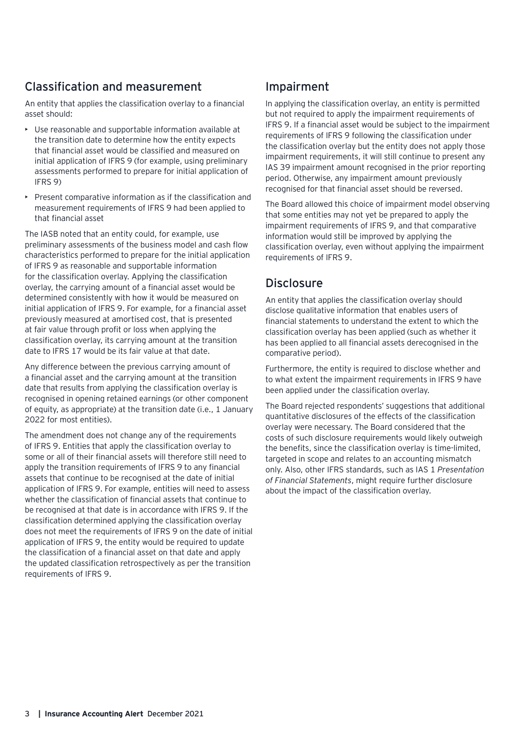## Classification and measurement

An entity that applies the classification overlay to a financial asset should:

- Use reasonable and supportable information available at the transition date to determine how the entity expects that financial asset would be classified and measured on initial application of IFRS 9 (for example, using preliminary assessments performed to prepare for initial application of IFRS 9)
- Present comparative information as if the classification and measurement requirements of IFRS 9 had been applied to that financial asset

The IASB noted that an entity could, for example, use preliminary assessments of the business model and cash flow characteristics performed to prepare for the initial application of IFRS 9 as reasonable and supportable information for the classification overlay. Applying the classification overlay, the carrying amount of a financial asset would be determined consistently with how it would be measured on initial application of IFRS 9. For example, for a financial asset previously measured at amortised cost, that is presented at fair value through profit or loss when applying the classification overlay, its carrying amount at the transition date to IFRS 17 would be its fair value at that date.

Any difference between the previous carrying amount of a financial asset and the carrying amount at the transition date that results from applying the classification overlay is recognised in opening retained earnings (or other component of equity, as appropriate) at the transition date (i.e., 1 January 2022 for most entities).

The amendment does not change any of the requirements of IFRS 9. Entities that apply the classification overlay to some or all of their financial assets will therefore still need to apply the transition requirements of IFRS 9 to any financial assets that continue to be recognised at the date of initial application of IFRS 9. For example, entities will need to assess whether the classification of financial assets that continue to be recognised at that date is in accordance with IFRS 9. If the classification determined applying the classification overlay does not meet the requirements of IFRS 9 on the date of initial application of IFRS 9, the entity would be required to update the classification of a financial asset on that date and apply the updated classification retrospectively as per the transition requirements of IFRS 9.

## Impairment

In applying the classification overlay, an entity is permitted but not required to apply the impairment requirements of IFRS 9. If a financial asset would be subject to the impairment requirements of IFRS 9 following the classification under the classification overlay but the entity does not apply those impairment requirements, it will still continue to present any IAS 39 impairment amount recognised in the prior reporting period. Otherwise, any impairment amount previously recognised for that financial asset should be reversed.

The Board allowed this choice of impairment model observing that some entities may not yet be prepared to apply the impairment requirements of IFRS 9, and that comparative information would still be improved by applying the classification overlay, even without applying the impairment requirements of IFRS 9.

## Disclosure

An entity that applies the classification overlay should disclose qualitative information that enables users of financial statements to understand the extent to which the classification overlay has been applied (such as whether it has been applied to all financial assets derecognised in the comparative period).

Furthermore, the entity is required to disclose whether and to what extent the impairment requirements in IFRS 9 have been applied under the classification overlay.

The Board rejected respondents' suggestions that additional quantitative disclosures of the effects of the classification overlay were necessary. The Board considered that the costs of such disclosure requirements would likely outweigh the benefits, since the classification overlay is time-limited, targeted in scope and relates to an accounting mismatch only. Also, other IFRS standards, such as IAS 1 *Presentation of Financial Statements*, might require further disclosure about the impact of the classification overlay.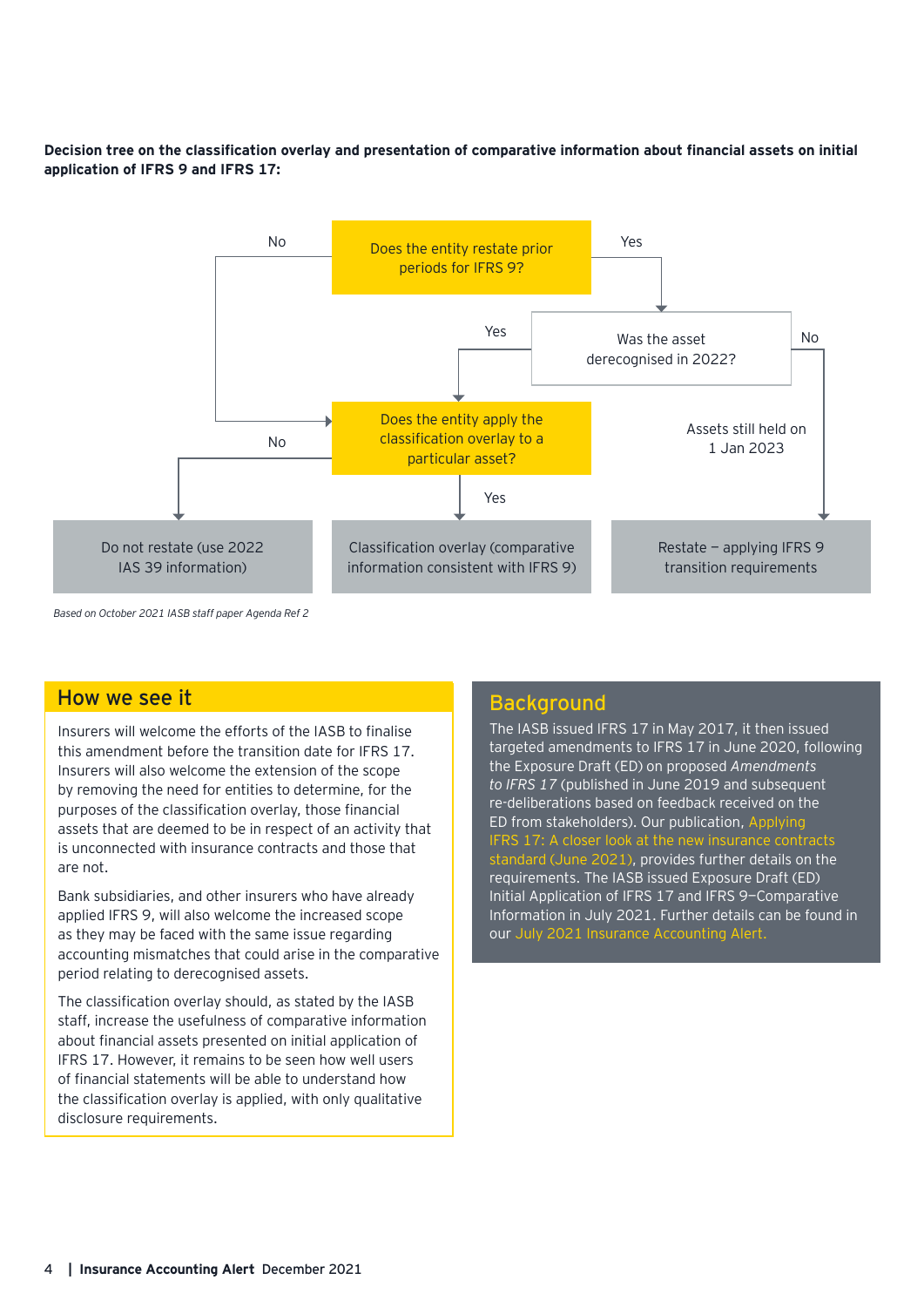**Decision tree on the classification overlay and presentation of comparative information about financial assets on initial application of IFRS 9 and IFRS 17:**

Does the entity restate prior periods for IFRS 9?

- No → Does the entity apply the classification overlay to a particular asset?
- Yes → Was the asset derecognised in 2022?
  - Yes → Does the entity apply the classification overlay to a particular asset?
  - No (Assets still held on 1 Jan 2023) → Restate – applying IFRS 9 transition requirements

Does the entity apply the classification overlay to a particular asset?

- No → Do not restate (use 2022 IAS 39 information)
- Yes → Classification overlay (comparative information consistent with IFRS 9)

*Based on October 2021 IASB staff paper Agenda Ref 2*

## How we see it

Insurers will welcome the efforts of the IASB to finalise this amendment before the transition date for IFRS 17. Insurers will also welcome the extension of the scope by removing the need for entities to determine, for the purposes of the classification overlay, those financial assets that are deemed to be in respect of an activity that is unconnected with insurance contracts and those that are not.

Bank subsidiaries, and other insurers who have already applied IFRS 9, will also welcome the increased scope as they may be faced with the same issue regarding accounting mismatches that could arise in the comparative period relating to derecognised assets.

The classification overlay should, as stated by the IASB staff, increase the usefulness of comparative information about financial assets presented on initial application of IFRS 17. However, it remains to be seen how well users of financial statements will be able to understand how the classification overlay is applied, with only qualitative disclosure requirements.

## Background

The IASB issued IFRS 17 in May 2017, it then issued targeted amendments to IFRS 17 in June 2020, following the Exposure Draft (ED) on proposed *Amendments to IFRS 17* (published in June 2019 and subsequent re-deliberations based on feedback received on the ED from stakeholders). Our publication, Applying IFRS 17: A closer look at the new insurance contracts standard (June 2021), provides further details on the requirements. The IASB issued Exposure Draft (ED) Initial Application of IFRS 17 and IFRS 9–Comparative Information in July 2021. Further details can be found in our July 2021 Insurance Accounting Alert.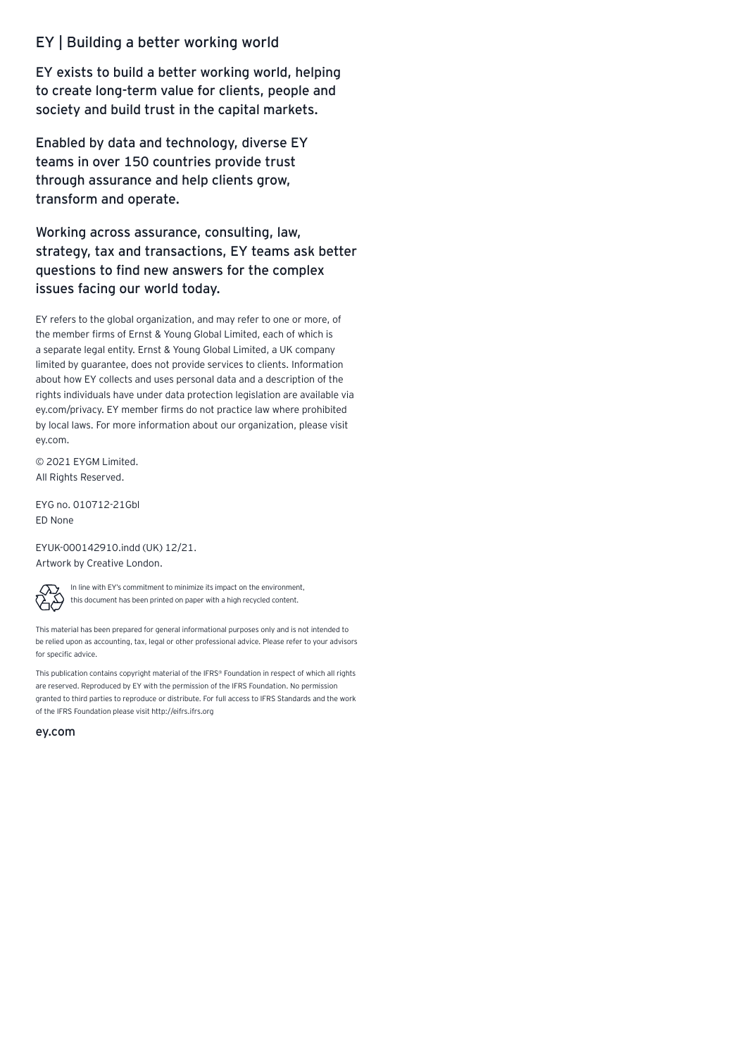## EY | Building a better working world

EY exists to build a better working world, helping to create long-term value for clients, people and society and build trust in the capital markets.

Enabled by data and technology, diverse EY teams in over 150 countries provide trust through assurance and help clients grow, transform and operate.

Working across assurance, consulting, law, strategy, tax and transactions, EY teams ask better questions to find new answers for the complex issues facing our world today.

EY refers to the global organization, and may refer to one or more, of the member firms of Ernst & Young Global Limited, each of which is a separate legal entity. Ernst & Young Global Limited, a UK company limited by guarantee, does not provide services to clients. Information about how EY collects and uses personal data and a description of the rights individuals have under data protection legislation are available via ey.com/privacy. EY member firms do not practice law where prohibited by local laws. For more information about our organization, please visit ey.com.

© 2021 EYGM Limited.
All Rights Reserved.

EYG no. 010712-21Gbl
ED None

EYUK-000142910.indd (UK) 12/21.
Artwork by Creative London.

In line with EY's commitment to minimize its impact on the environment, this document has been printed on paper with a high recycled content.

This material has been prepared for general informational purposes only and is not intended to be relied upon as accounting, tax, legal or other professional advice. Please refer to your advisors for specific advice.

This publication contains copyright material of the IFRS® Foundation in respect of which all rights are reserved. Reproduced by EY with the permission of the IFRS Foundation. No permission granted to third parties to reproduce or distribute. For full access to IFRS Standards and the work of the IFRS Foundation please visit http://eifrs.ifrs.org

ey.com